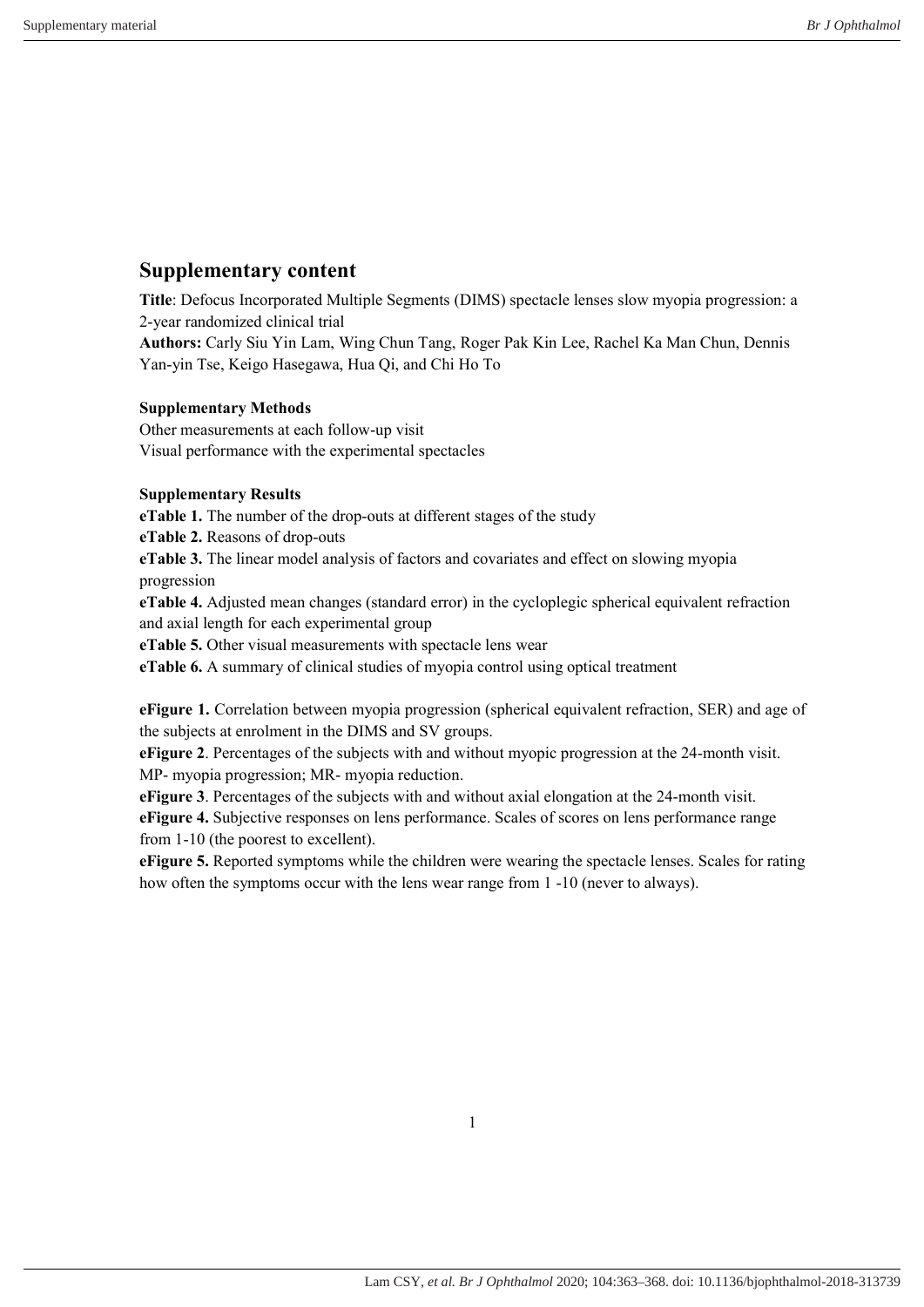# Supplementary content

**Title**: Defocus Incorporated Multiple Segments (DIMS) spectacle lenses slow myopia progression: a 2-year randomized clinical trial

**Authors:** Carly Siu Yin Lam, Wing Chun Tang, Roger Pak Kin Lee, Rachel Ka Man Chun, Dennis Yan-yin Tse, Keigo Hasegawa, Hua Qi, and Chi Ho To

**Supplementary Methods**

Other measurements at each follow-up visit

Visual performance with the experimental spectacles

**Supplementary Results**

**eTable 1.** The number of the drop-outs at different stages of the study

**eTable 2.** Reasons of drop-outs

**eTable 3.** The linear model analysis of factors and covariates and effect on slowing myopia progression

**eTable 4.** Adjusted mean changes (standard error) in the cycloplegic spherical equivalent refraction and axial length for each experimental group

**eTable 5.** Other visual measurements with spectacle lens wear

**eTable 6.** A summary of clinical studies of myopia control using optical treatment

**eFigure 1.** Correlation between myopia progression (spherical equivalent refraction, SER) and age of the subjects at enrolment in the DIMS and SV groups.

**eFigure 2**. Percentages of the subjects with and without myopic progression at the 24-month visit. MP- myopia progression; MR- myopia reduction.

**eFigure 3**. Percentages of the subjects with and without axial elongation at the 24-month visit.

**eFigure 4.** Subjective responses on lens performance. Scales of scores on lens performance range from 1-10 (the poorest to excellent).

**eFigure 5.** Reported symptoms while the children were wearing the spectacle lenses. Scales for rating how often the symptoms occur with the lens wear range from 1 -10 (never to always).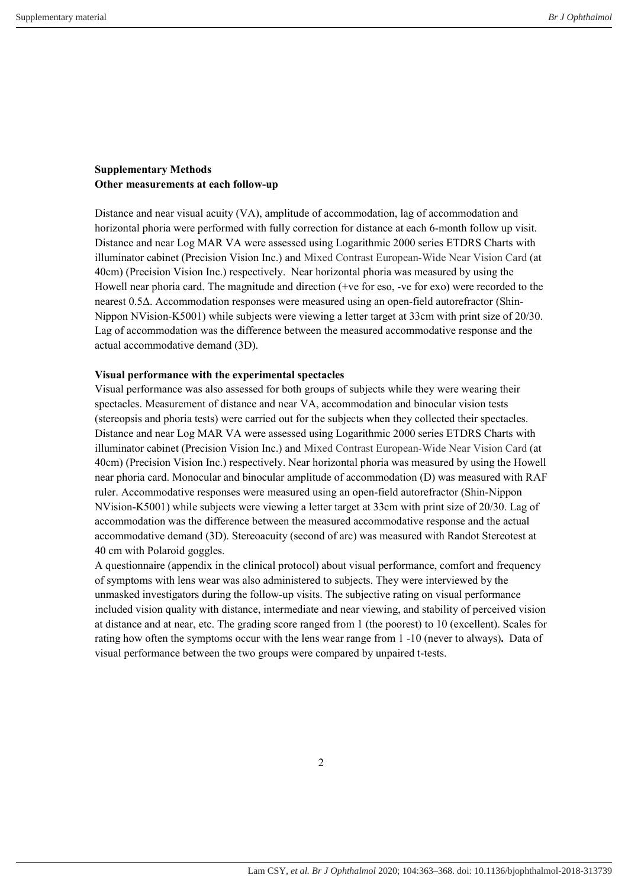**Supplementary Methods**
**Other measurements at each follow-up**

Distance and near visual acuity (VA), amplitude of accommodation, lag of accommodation and horizontal phoria were performed with fully correction for distance at each 6-month follow up visit. Distance and near Log MAR VA were assessed using Logarithmic 2000 series ETDRS Charts with illuminator cabinet (Precision Vision Inc.) and Mixed Contrast European-Wide Near Vision Card (at 40cm) (Precision Vision Inc.) respectively. Near horizontal phoria was measured by using the Howell near phoria card. The magnitude and direction (+ve for eso, -ve for exo) were recorded to the nearest 0.5Δ. Accommodation responses were measured using an open-field autorefractor (Shin-Nippon NVision-K5001) while subjects were viewing a letter target at 33cm with print size of 20/30. Lag of accommodation was the difference between the measured accommodative response and the actual accommodative demand (3D).

**Visual performance with the experimental spectacles**

Visual performance was also assessed for both groups of subjects while they were wearing their spectacles. Measurement of distance and near VA, accommodation and binocular vision tests (stereopsis and phoria tests) were carried out for the subjects when they collected their spectacles. Distance and near Log MAR VA were assessed using Logarithmic 2000 series ETDRS Charts with illuminator cabinet (Precision Vision Inc.) and Mixed Contrast European-Wide Near Vision Card (at 40cm) (Precision Vision Inc.) respectively. Near horizontal phoria was measured by using the Howell near phoria card. Monocular and binocular amplitude of accommodation (D) was measured with RAF ruler. Accommodative responses were measured using an open-field autorefractor (Shin-Nippon NVision-K5001) while subjects were viewing a letter target at 33cm with print size of 20/30. Lag of accommodation was the difference between the measured accommodative response and the actual accommodative demand (3D). Stereoacuity (second of arc) was measured with Randot Stereotest at 40 cm with Polaroid goggles.

A questionnaire (appendix in the clinical protocol) about visual performance, comfort and frequency of symptoms with lens wear was also administered to subjects. They were interviewed by the unmasked investigators during the follow-up visits. The subjective rating on visual performance included vision quality with distance, intermediate and near viewing, and stability of perceived vision at distance and at near, etc. The grading score ranged from 1 (the poorest) to 10 (excellent). Scales for rating how often the symptoms occur with the lens wear range from 1 -10 (never to always). Data of visual performance between the two groups were compared by unpaired t-tests.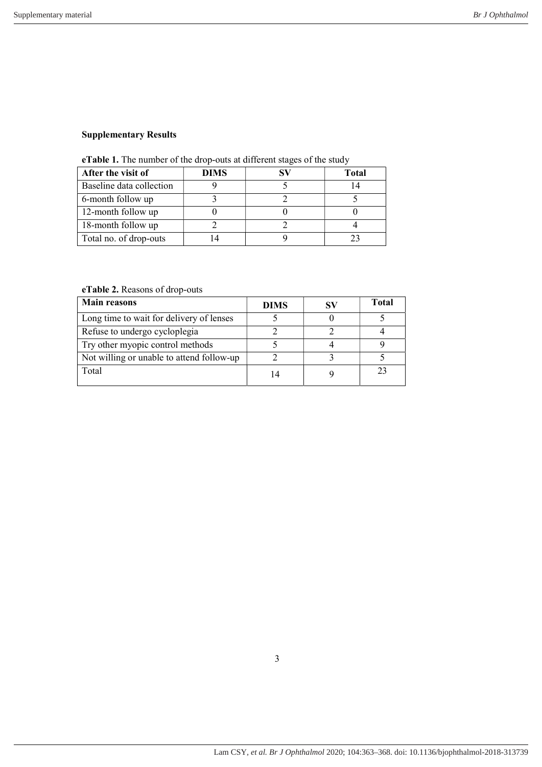## Supplementary Results

**eTable 1.** The number of the drop-outs at different stages of the study

| After the visit of | DIMS | SV | Total |
|---|---|---|---|
| Baseline data collection | 9 | 5 | 14 |
| 6-month follow up | 3 | 2 | 5 |
| 12-month follow up | 0 | 0 | 0 |
| 18-month follow up | 2 | 2 | 4 |
| Total no. of drop-outs | 14 | 9 | 23 |

**eTable 2.** Reasons of drop-outs

| Main reasons | DIMS | SV | Total |
|---|---|---|---|
| Long time to wait for delivery of lenses | 5 | 0 | 5 |
| Refuse to undergo cycloplegia | 2 | 2 | 4 |
| Try other myopic control methods | 5 | 4 | 9 |
| Not willing or unable to attend follow-up | 2 | 3 | 5 |
| Total | 14 | 9 | 23 |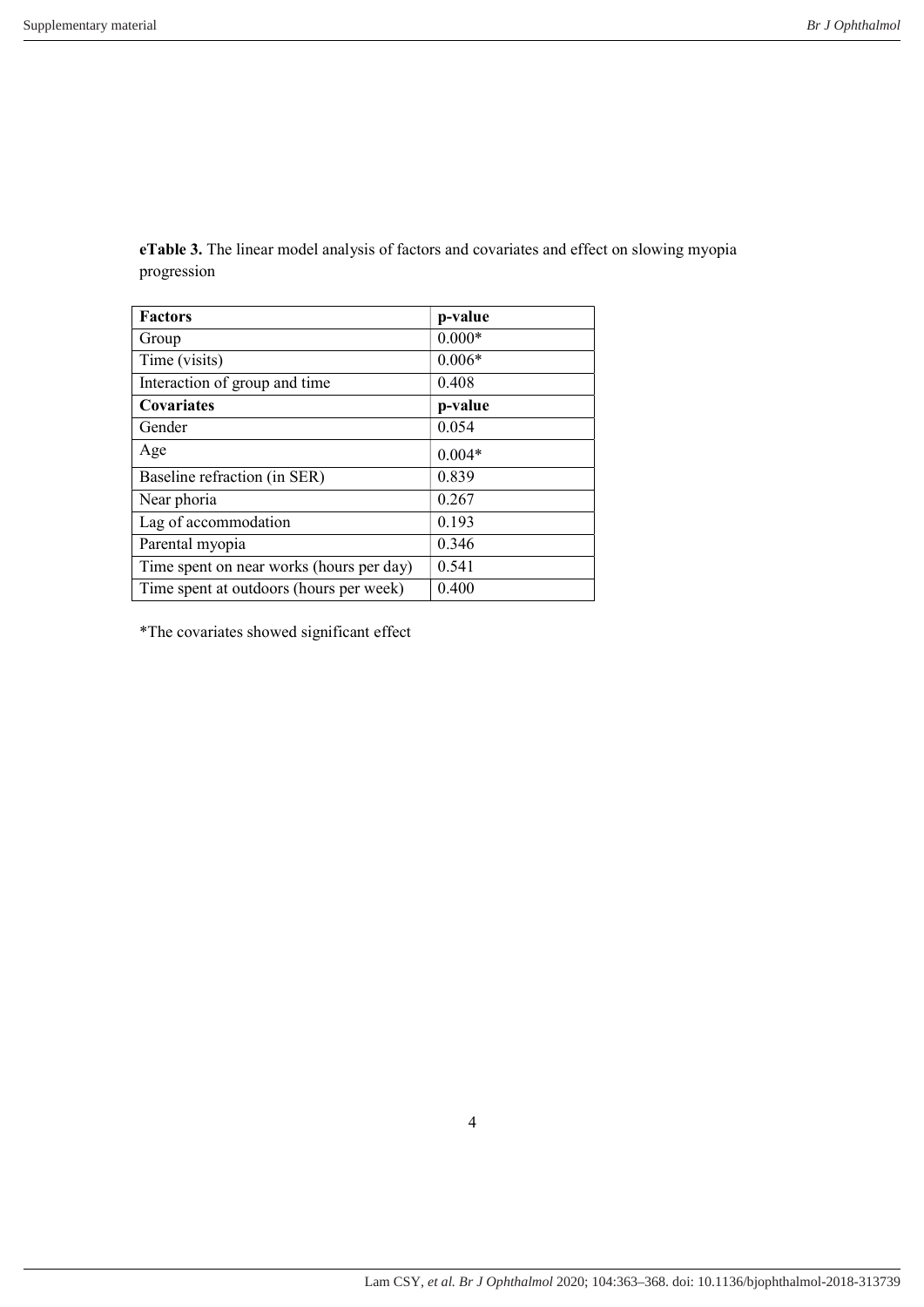**eTable 3.** The linear model analysis of factors and covariates and effect on slowing myopia progression

| **Factors** | **p-value** |
|---|---|
| Group | 0.000* |
| Time (visits) | 0.006* |
| Interaction of group and time | 0.408 |
| **Covariates** | **p-value** |
| Gender | 0.054 |
| Age | 0.004* |
| Baseline refraction (in SER) | 0.839 |
| Near phoria | 0.267 |
| Lag of accommodation | 0.193 |
| Parental myopia | 0.346 |
| Time spent on near works (hours per day) | 0.541 |
| Time spent at outdoors (hours per week) | 0.400 |

*The covariates showed significant effect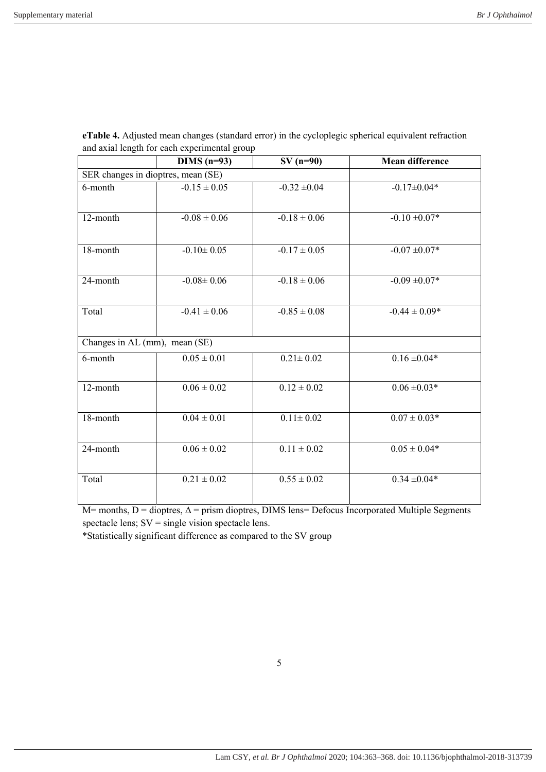**eTable 4.** Adjusted mean changes (standard error) in the cycloplegic spherical equivalent refraction and axial length for each experimental group

| | DIMS (n=93) | SV (n=90) | Mean difference |
|---|---|---|---|
| SER changes in dioptres, mean (SE) | | | |
| 6-month | -0.15 ± 0.05 | -0.32 ±0.04 | -0.17±0.04* |
| 12-month | -0.08 ± 0.06 | -0.18 ± 0.06 | -0.10 ±0.07* |
| 18-month | -0.10± 0.05 | -0.17 ± 0.05 | -0.07 ±0.07* |
| 24-month | -0.08± 0.06 | -0.18 ± 0.06 | -0.09 ±0.07* |
| Total | -0.41 ± 0.06 | -0.85 ± 0.08 | -0.44 ± 0.09* |
| Changes in AL (mm), mean (SE) | | | |
| 6-month | 0.05 ± 0.01 | 0.21± 0.02 | 0.16 ±0.04* |
| 12-month | 0.06 ± 0.02 | 0.12 ± 0.02 | 0.06 ±0.03* |
| 18-month | 0.04 ± 0.01 | 0.11± 0.02 | 0.07 ± 0.03* |
| 24-month | 0.06 ± 0.02 | 0.11 ± 0.02 | 0.05 ± 0.04* |
| Total | 0.21 ± 0.02 | 0.55 ± 0.02 | 0.34 ±0.04* |

M= months, D = dioptres, Δ = prism dioptres, DIMS lens= Defocus Incorporated Multiple Segments spectacle lens; SV = single vision spectacle lens.

*Statistically significant difference as compared to the SV group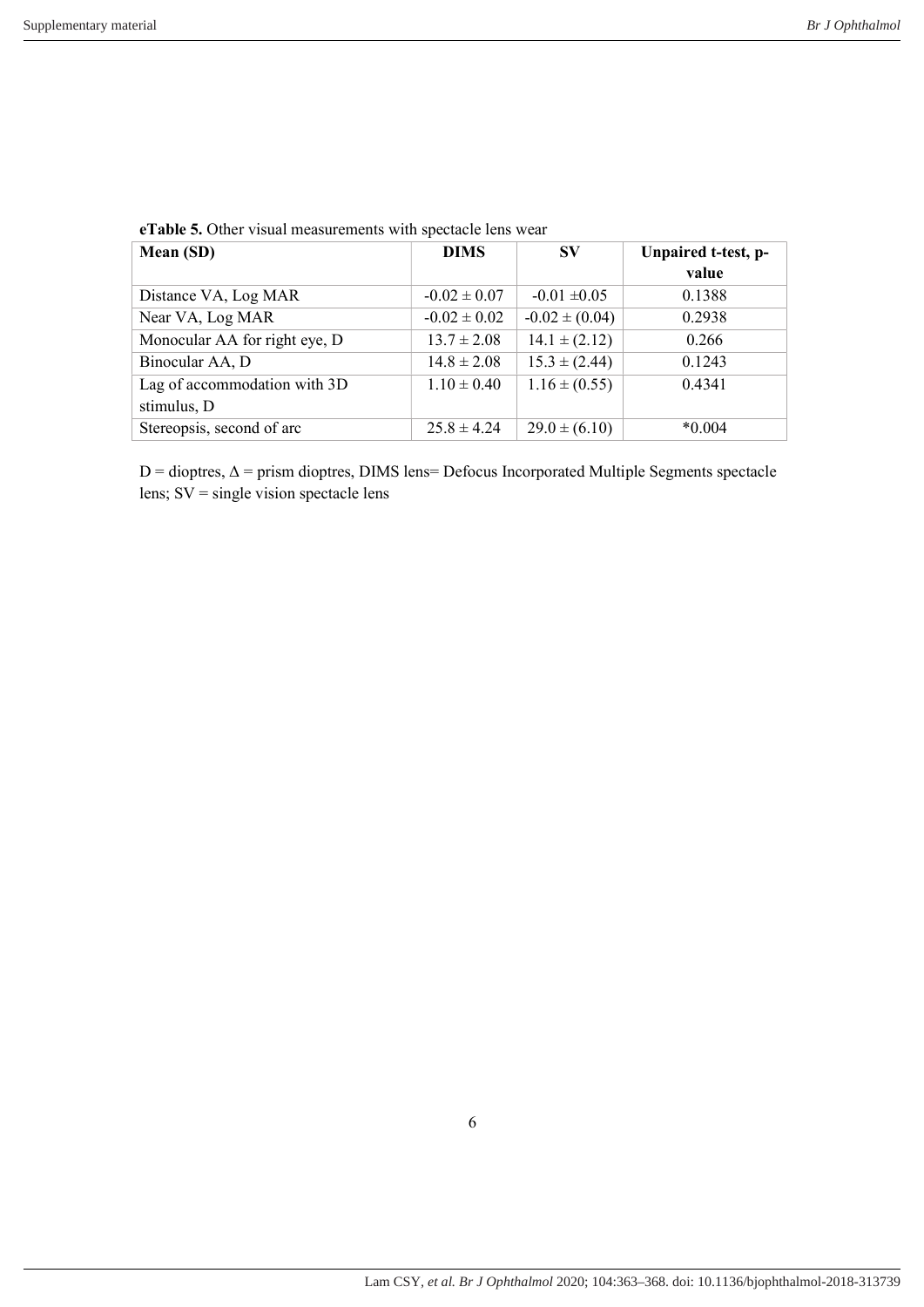**eTable 5.** Other visual measurements with spectacle lens wear

| Mean (SD) | DIMS | SV | Unpaired t-test, p-value |
|---|---|---|---|
| Distance VA, Log MAR | -0.02 ± 0.07 | -0.01 ±0.05 | 0.1388 |
| Near VA, Log MAR | -0.02 ± 0.02 | -0.02 ± (0.04) | 0.2938 |
| Monocular AA for right eye, D | 13.7 ± 2.08 | 14.1 ± (2.12) | 0.266 |
| Binocular AA, D | 14.8 ± 2.08 | 15.3 ± (2.44) | 0.1243 |
| Lag of accommodation with 3D stimulus, D | 1.10 ± 0.40 | 1.16 ± (0.55) | 0.4341 |
| Stereopsis, second of arc | 25.8 ± 4.24 | 29.0 ± (6.10) | *0.004 |

D = dioptres, Δ = prism dioptres, DIMS lens= Defocus Incorporated Multiple Segments spectacle lens; SV = single vision spectacle lens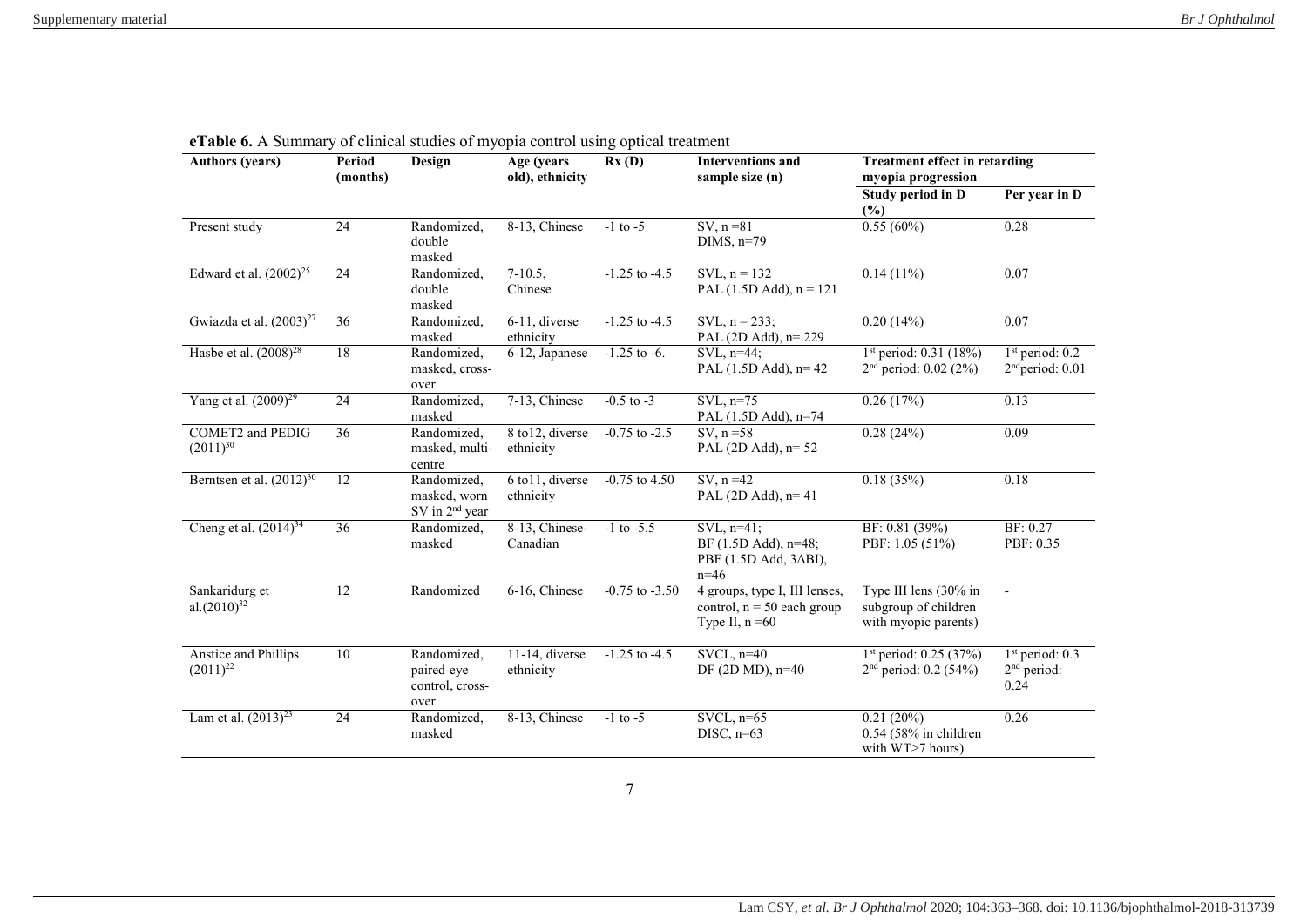**eTable 6.** A Summary of clinical studies of myopia control using optical treatment

| Authors (years) | Period (months) | Design | Age (years old), ethnicity | Rx (D) | Interventions and sample size (n) | Treatment effect in retarding myopia progression | |
|---|---|---|---|---|---|---|---|
| | | | | | | Study period in D (%) | Per year in D |
| Present study | 24 | Randomized, double masked | 8-13, Chinese | -1 to -5 | SV, n =81<br>DIMS, n=79 | 0.55 (60%) | 0.28 |
| Edward et al. (2002)[25] | 24 | Randomized, double masked | 7-10.5, Chinese | -1.25 to -4.5 | SVL, n = 132<br>PAL (1.5D Add), n = 121 | 0.14 (11%) | 0.07 |
| Gwiazda et al. (2003)[27] | 36 | Randomized, masked | 6-11, diverse ethnicity | -1.25 to -4.5 | SVL, n = 233;<br>PAL (2D Add), n= 229 | 0.20 (14%) | 0.07 |
| Hasbe et al. (2008)[28] | 18 | Randomized, masked, cross-over | 6-12, Japanese | -1.25 to -6. | SVL, n=44;<br>PAL (1.5D Add), n= 42 | 1st period: 0.31 (18%)<br>2nd period: 0.02 (2%) | 1st period: 0.2<br>2nd period: 0.01 |
| Yang et al. (2009)[29] | 24 | Randomized, masked | 7-13, Chinese | -0.5 to -3 | SVL, n=75<br>PAL (1.5D Add), n=74 | 0.26 (17%) | 0.13 |
| COMET2 and PEDIG (2011)[30] | 36 | Randomized, masked, multi-centre | 8 to12, diverse ethnicity | -0.75 to -2.5 | SV, n =58<br>PAL (2D Add), n= 52 | 0.28 (24%) | 0.09 |
| Berntsen et al. (2012)[30] | 12 | Randomized, masked, worn SV in 2nd year | 6 to11, diverse ethnicity | -0.75 to 4.50 | SV, n =42<br>PAL (2D Add), n= 41 | 0.18 (35%) | 0.18 |
| Cheng et al. (2014)[34] | 36 | Randomized, masked | 8-13, Chinese-Canadian | -1 to -5.5 | SVL, n=41;<br>BF (1.5D Add), n=48;<br>PBF (1.5D Add, 3ΔBI), n=46 | BF: 0.81 (39%)<br>PBF: 1.05 (51%) | BF: 0.27<br>PBF: 0.35 |
| Sankaridurg et al.(2010)[32] | 12 | Randomized | 6-16, Chinese | -0.75 to -3.50 | 4 groups, type I, III lenses, control, n = 50 each group<br>Type II, n =60 | Type III lens (30% in subgroup of children with myopic parents) | - |
| Anstice and Phillips (2011)[22] | 10 | Randomized, paired-eye control, cross-over | 11-14, diverse ethnicity | -1.25 to -4.5 | SVCL, n=40<br>DF (2D MD), n=40 | 1st period: 0.25 (37%)<br>2nd period: 0.2 (54%) | 1st period: 0.3<br>2nd period: 0.24 |
| Lam et al. (2013)[23] | 24 | Randomized, masked | 8-13, Chinese | -1 to -5 | SVCL, n=65<br>DISC, n=63 | 0.21 (20%)<br>0.54 (58% in children with WT>7 hours) | 0.26 |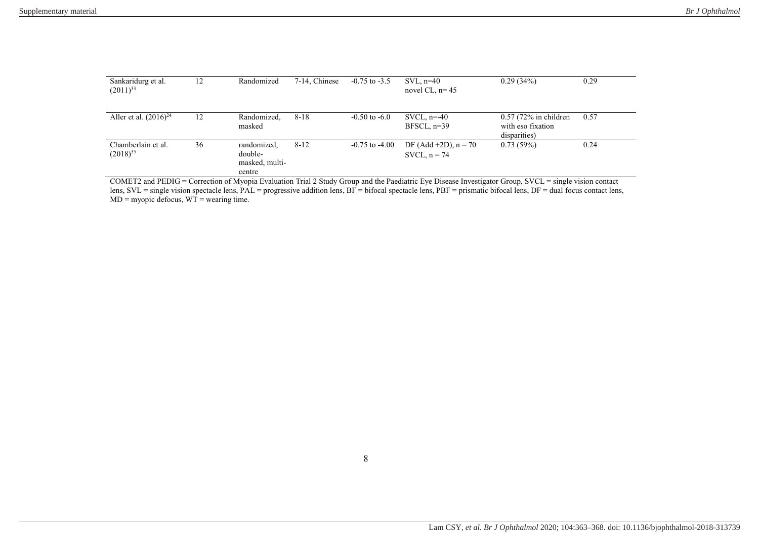| | | | | | | | |
|---|---|---|---|---|---|---|---|
| Sankaridurg et al. (2011)[33] | 12 | Randomized | 7-14, Chinese | -0.75 to -3.5 | SVL, n=40<br>novel CL, n= 45 | 0.29 (34%) | 0.29 |
| Aller et al. (2016)[24] | 12 | Randomized, masked | 8-18 | -0.50 to -6.0 | SVCL, n=-40<br>BFSCL, n=39 | 0.57 (72% in children with eso fixation disparities) | 0.57 |
| Chamberlain et al. (2018)[35] | 36 | randomized, double-masked, multi-centre | 8-12 | -0.75 to -4.00 | DF (Add +2D), n = 70<br>SVCL, n = 74 | 0.73 (59%) | 0.24 |

COMET2 and PEDIG = Correction of Myopia Evaluation Trial 2 Study Group and the Paediatric Eye Disease Investigator Group, SVCL = single vision contact lens, SVL = single vision spectacle lens, PAL = progressive addition lens, BF = bifocal spectacle lens, PBF = prismatic bifocal lens, DF = dual focus contact lens, MD = myopic defocus, WT = wearing time.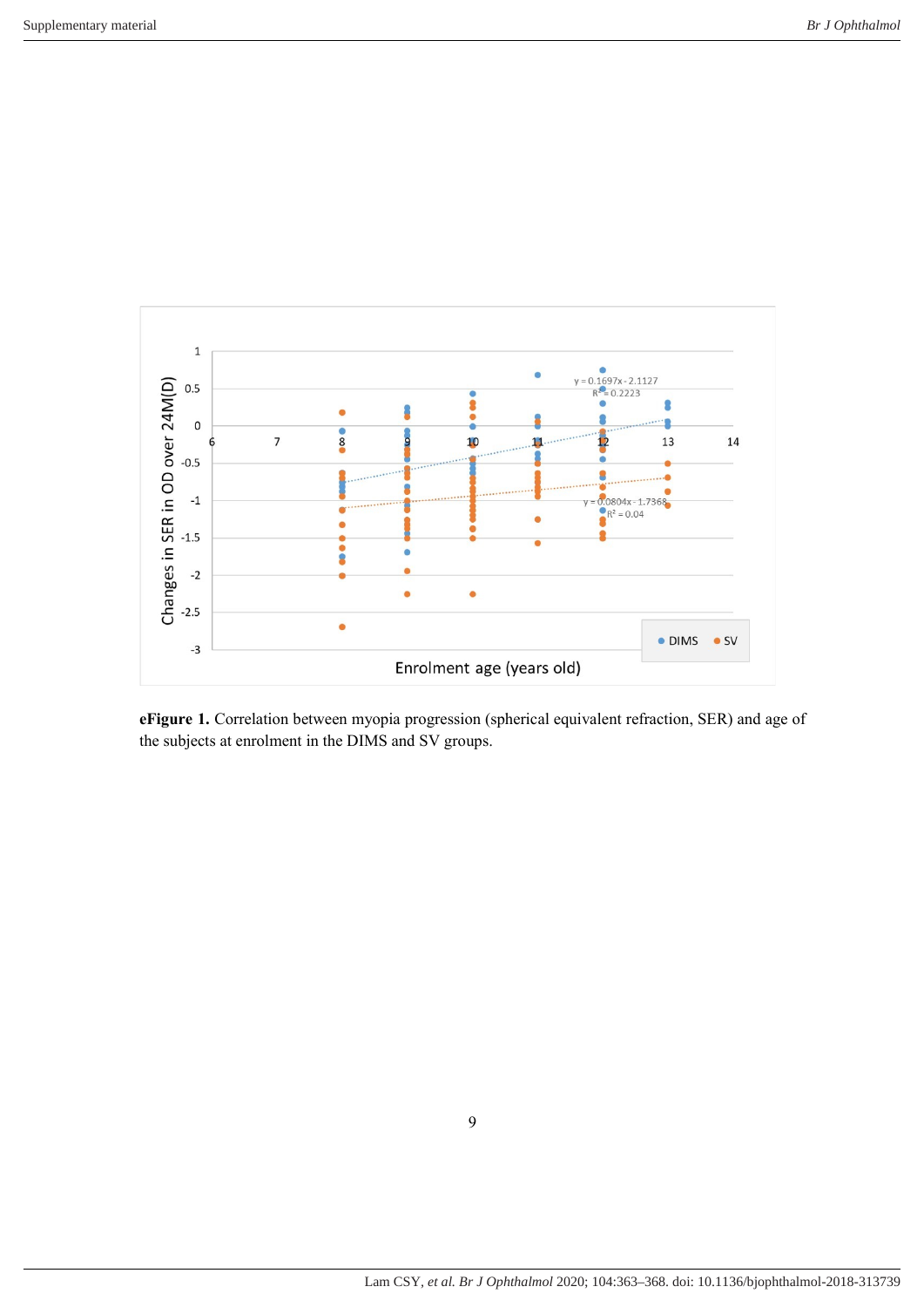**eFigure 1.** Correlation between myopia progression (spherical equivalent refraction, SER) and age of the subjects at enrolment in the DIMS and SV groups.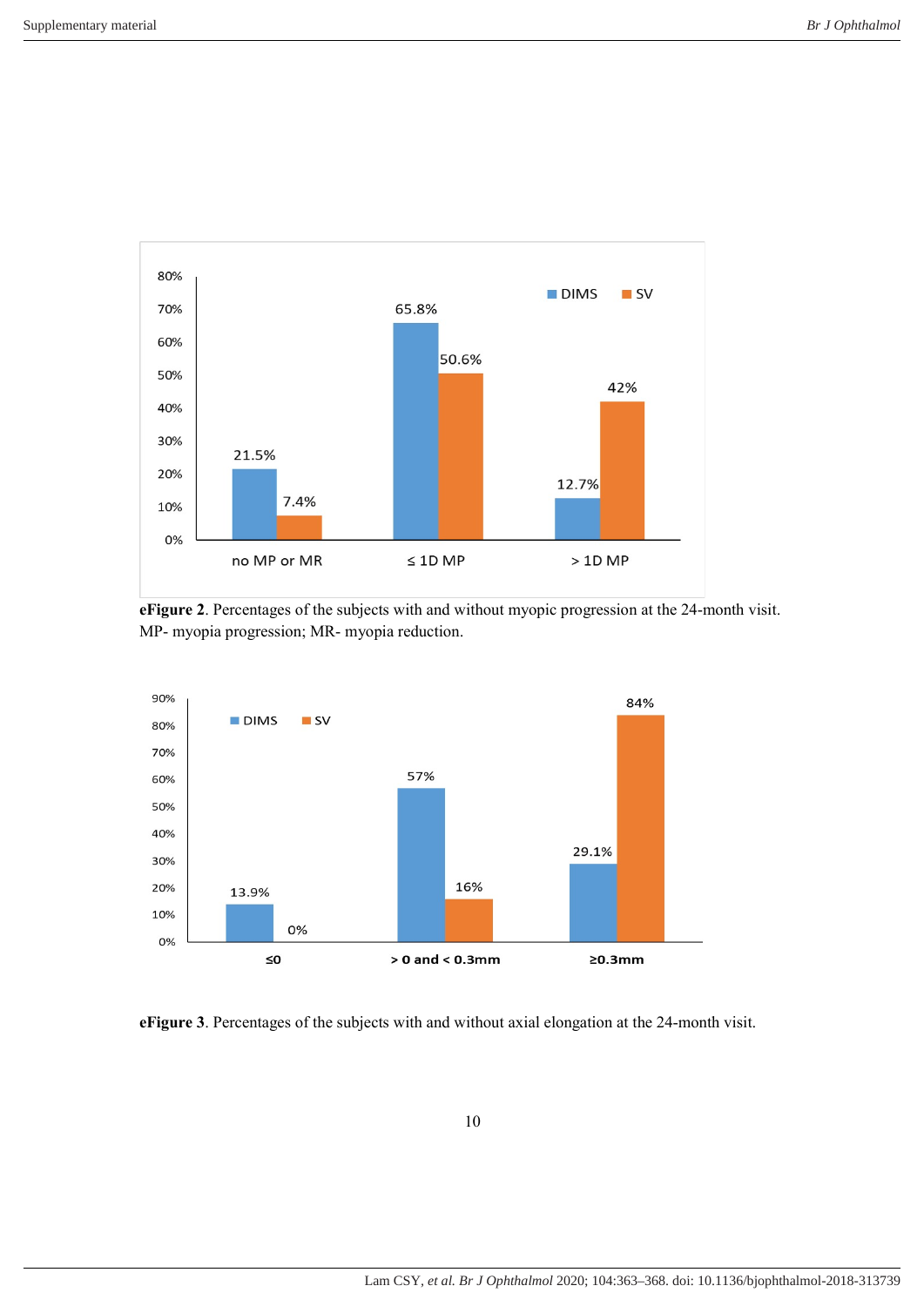**eFigure 2**. Percentages of the subjects with and without myopic progression at the 24-month visit. MP- myopia progression; MR- myopia reduction.

**eFigure 3**. Percentages of the subjects with and without axial elongation at the 24-month visit.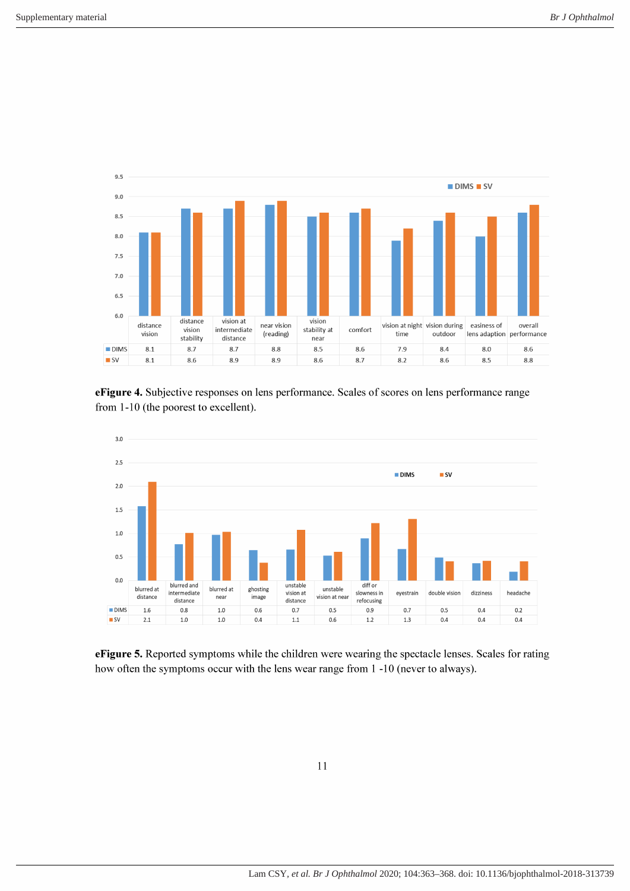9.5
9.0
8.5
8.0
7.5
7.0
6.5
6.0

DIMS SV

distance vision
distance vision stability
vision at intermediate distance
near vision (reading)
vision stability at near
comfort
vision at night time
vision during outdoor
easiness of lens adaption
overall performance

DIMS 8.1 8.7 8.7 8.8 8.5 8.6 7.9 8.4 8.0 8.6

SV 8.1 8.6 8.9 8.9 8.6 8.7 8.2 8.6 8.5 8.8

**eFigure 4.** Subjective responses on lens performance. Scales of scores on lens performance range from 1-10 (the poorest to excellent).

3.0
2.5
2.0
1.5
1.0
0.5
0.0

DIMS SV

blurred at distance
blurred and intermediate distance
blurred at near
ghosting image
unstable vision at distance
unstable vision at near
diff or slowness in refocusing
eyestrain
double vision
dizziness
headache

DIMS 1.6 0.8 1.0 0.6 0.7 0.5 0.9 0.7 0.5 0.4 0.2

SV 2.1 1.0 1.0 0.4 1.1 0.6 1.2 1.3 0.4 0.4 0.4

**eFigure 5.** Reported symptoms while the children were wearing the spectacle lenses. Scales for rating how often the symptoms occur with the lens wear range from 1 -10 (never to always).